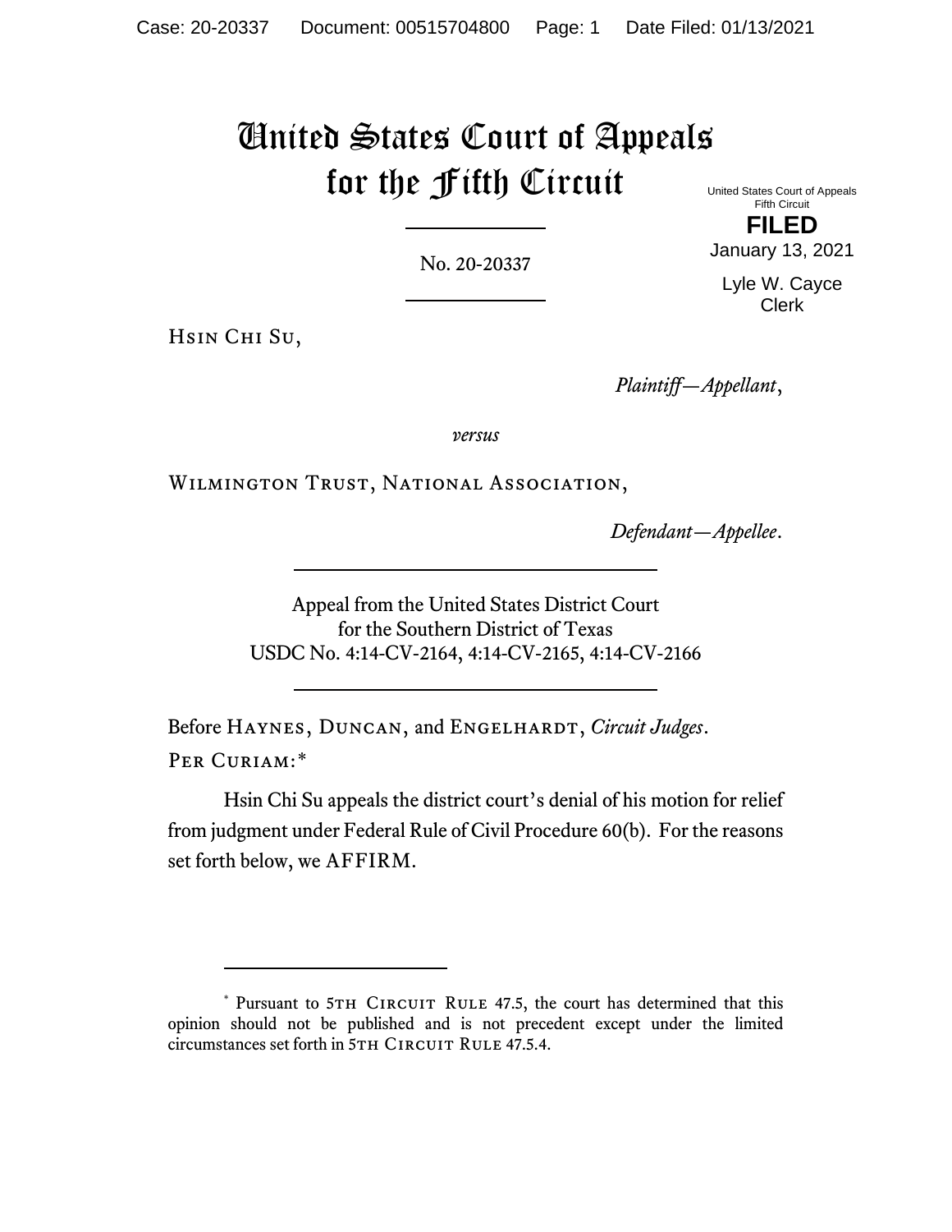# United States Court of Appeals for the Fifth Circuit

United States Court of Appeals
Fifth Circuit

**FILED**

January 13, 2021

Lyle W. Cayce
Clerk

---

No. 20-20337

---

Hsin Chi Su,

*Plaintiff—Appellant*,

*versus*

Wilmington Trust, National Association,

*Defendant—Appellee*.

---

Appeal from the United States District Court
for the Southern District of Texas
USDC No. 4:14-CV-2164, 4:14-CV-2165, 4:14-CV-2166

---

Before Haynes, Duncan, and Engelhardt, *Circuit Judges*.

Per Curiam:*

Hsin Chi Su appeals the district court's denial of his motion for relief from judgment under Federal Rule of Civil Procedure 60(b). For the reasons set forth below, we AFFIRM.

---

\* Pursuant to 5th Circuit Rule 47.5, the court has determined that this opinion should not be published and is not precedent except under the limited circumstances set forth in 5th Circuit Rule 47.5.4.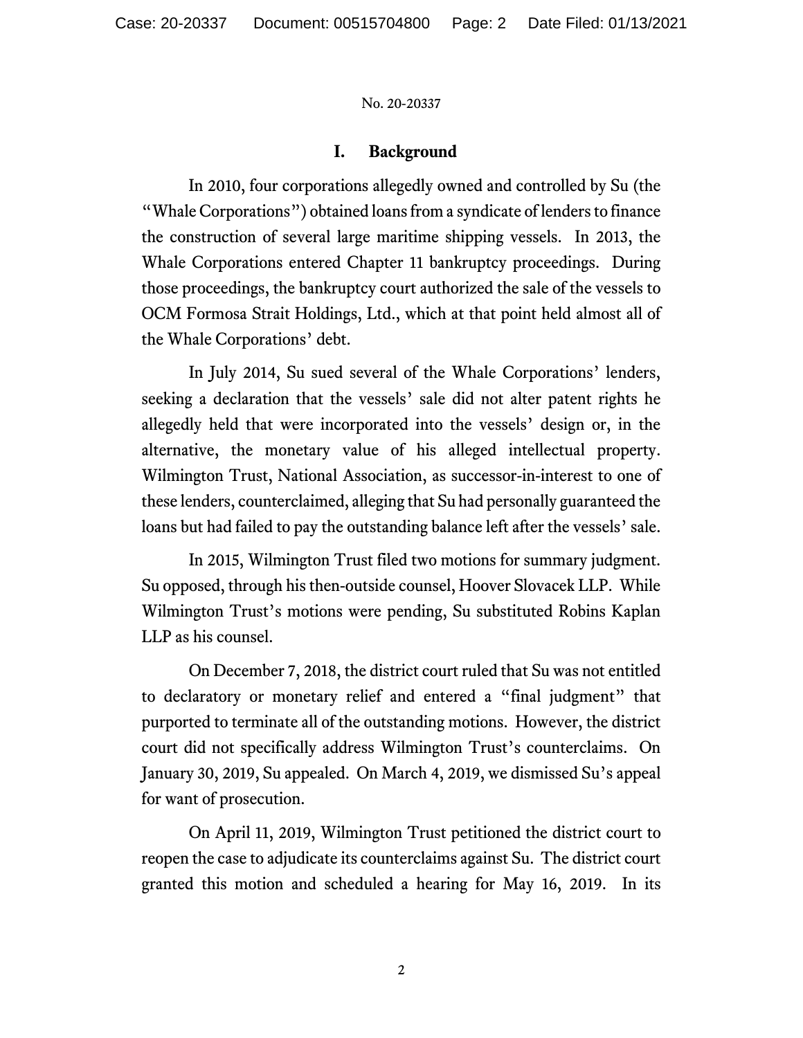## I. Background

In 2010, four corporations allegedly owned and controlled by Su (the "Whale Corporations") obtained loans from a syndicate of lenders to finance the construction of several large maritime shipping vessels. In 2013, the Whale Corporations entered Chapter 11 bankruptcy proceedings. During those proceedings, the bankruptcy court authorized the sale of the vessels to OCM Formosa Strait Holdings, Ltd., which at that point held almost all of the Whale Corporations' debt.

In July 2014, Su sued several of the Whale Corporations' lenders, seeking a declaration that the vessels' sale did not alter patent rights he allegedly held that were incorporated into the vessels' design or, in the alternative, the monetary value of his alleged intellectual property. Wilmington Trust, National Association, as successor-in-interest to one of these lenders, counterclaimed, alleging that Su had personally guaranteed the loans but had failed to pay the outstanding balance left after the vessels' sale.

In 2015, Wilmington Trust filed two motions for summary judgment. Su opposed, through his then-outside counsel, Hoover Slovacek LLP. While Wilmington Trust's motions were pending, Su substituted Robins Kaplan LLP as his counsel.

On December 7, 2018, the district court ruled that Su was not entitled to declaratory or monetary relief and entered a "final judgment" that purported to terminate all of the outstanding motions. However, the district court did not specifically address Wilmington Trust's counterclaims. On January 30, 2019, Su appealed. On March 4, 2019, we dismissed Su's appeal for want of prosecution.

On April 11, 2019, Wilmington Trust petitioned the district court to reopen the case to adjudicate its counterclaims against Su. The district court granted this motion and scheduled a hearing for May 16, 2019. In its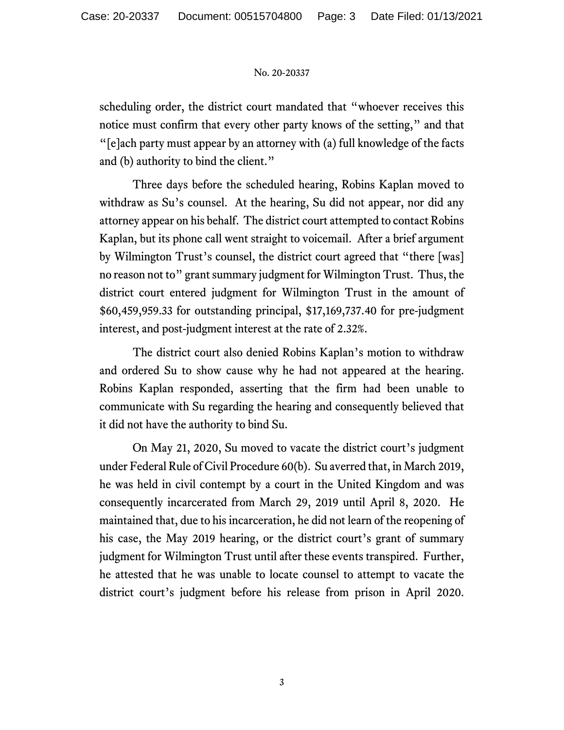scheduling order, the district court mandated that "whoever receives this notice must confirm that every other party knows of the setting," and that "[e]ach party must appear by an attorney with (a) full knowledge of the facts and (b) authority to bind the client."

Three days before the scheduled hearing, Robins Kaplan moved to withdraw as Su's counsel. At the hearing, Su did not appear, nor did any attorney appear on his behalf. The district court attempted to contact Robins Kaplan, but its phone call went straight to voicemail. After a brief argument by Wilmington Trust's counsel, the district court agreed that "there [was] no reason not to" grant summary judgment for Wilmington Trust. Thus, the district court entered judgment for Wilmington Trust in the amount of $60,459,959.33 for outstanding principal, $17,169,737.40 for pre-judgment interest, and post-judgment interest at the rate of 2.32%.

The district court also denied Robins Kaplan's motion to withdraw and ordered Su to show cause why he had not appeared at the hearing. Robins Kaplan responded, asserting that the firm had been unable to communicate with Su regarding the hearing and consequently believed that it did not have the authority to bind Su.

On May 21, 2020, Su moved to vacate the district court's judgment under Federal Rule of Civil Procedure 60(b). Su averred that, in March 2019, he was held in civil contempt by a court in the United Kingdom and was consequently incarcerated from March 29, 2019 until April 8, 2020. He maintained that, due to his incarceration, he did not learn of the reopening of his case, the May 2019 hearing, or the district court's grant of summary judgment for Wilmington Trust until after these events transpired. Further, he attested that he was unable to locate counsel to attempt to vacate the district court's judgment before his release from prison in April 2020.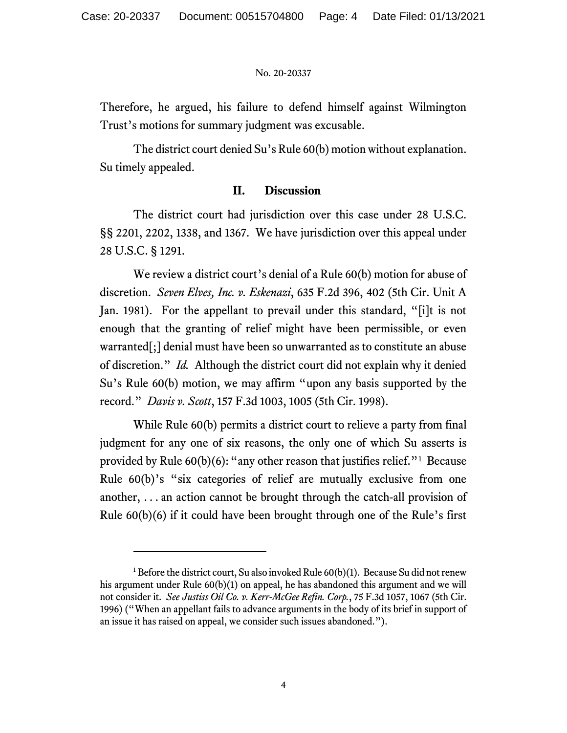Therefore, he argued, his failure to defend himself against Wilmington Trust's motions for summary judgment was excusable.

The district court denied Su's Rule 60(b) motion without explanation. Su timely appealed.

## II. Discussion

The district court had jurisdiction over this case under 28 U.S.C. §§ 2201, 2202, 1338, and 1367. We have jurisdiction over this appeal under 28 U.S.C. § 1291.

We review a district court's denial of a Rule 60(b) motion for abuse of discretion. *Seven Elves, Inc. v. Eskenazi*, 635 F.2d 396, 402 (5th Cir. Unit A Jan. 1981). For the appellant to prevail under this standard, "[i]t is not enough that the granting of relief might have been permissible, or even warranted[;] denial must have been so unwarranted as to constitute an abuse of discretion." *Id.* Although the district court did not explain why it denied Su's Rule 60(b) motion, we may affirm "upon any basis supported by the record." *Davis v. Scott*, 157 F.3d 1003, 1005 (5th Cir. 1998).

While Rule 60(b) permits a district court to relieve a party from final judgment for any one of six reasons, the only one of which Su asserts is provided by Rule 60(b)(6): "any other reason that justifies relief."[1] Because Rule 60(b)'s "six categories of relief are mutually exclusive from one another, . . . an action cannot be brought through the catch-all provision of Rule 60(b)(6) if it could have been brought through one of the Rule's first

[1] Before the district court, Su also invoked Rule 60(b)(1). Because Su did not renew his argument under Rule 60(b)(1) on appeal, he has abandoned this argument and we will not consider it. *See Justiss Oil Co. v. Kerr-McGee Refin. Corp.*, 75 F.3d 1057, 1067 (5th Cir. 1996) ("When an appellant fails to advance arguments in the body of its brief in support of an issue it has raised on appeal, we consider such issues abandoned.").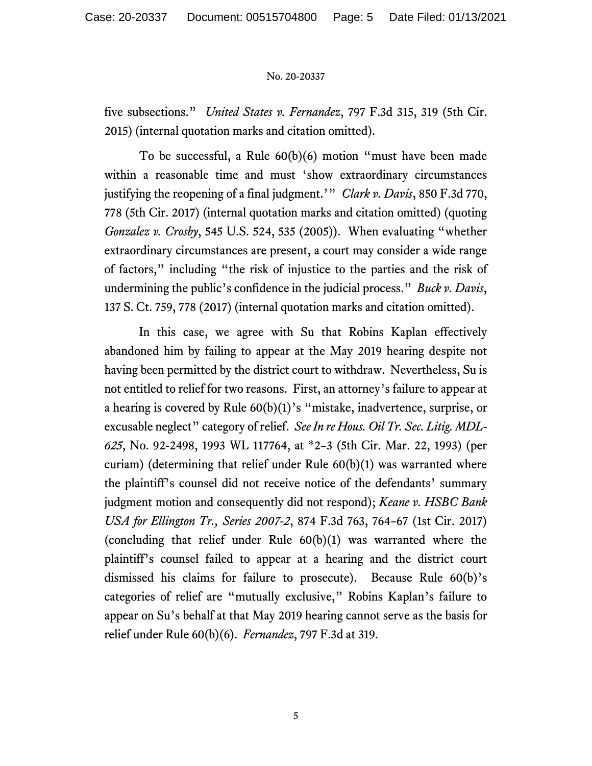five subsections." *United States v. Fernandez*, 797 F.3d 315, 319 (5th Cir. 2015) (internal quotation marks and citation omitted).

To be successful, a Rule 60(b)(6) motion "must have been made within a reasonable time and must 'show extraordinary circumstances justifying the reopening of a final judgment.'" *Clark v. Davis*, 850 F.3d 770, 778 (5th Cir. 2017) (internal quotation marks and citation omitted) (quoting *Gonzalez v. Crosby*, 545 U.S. 524, 535 (2005)). When evaluating "whether extraordinary circumstances are present, a court may consider a wide range of factors," including "the risk of injustice to the parties and the risk of undermining the public's confidence in the judicial process." *Buck v. Davis*, 137 S. Ct. 759, 778 (2017) (internal quotation marks and citation omitted).

In this case, we agree with Su that Robins Kaplan effectively abandoned him by failing to appear at the May 2019 hearing despite not having been permitted by the district court to withdraw. Nevertheless, Su is not entitled to relief for two reasons. First, an attorney's failure to appear at a hearing is covered by Rule 60(b)(1)'s "mistake, inadvertence, surprise, or excusable neglect" category of relief. *See In re Hous. Oil Tr. Sec. Litig. MDL-625*, No. 92-2498, 1993 WL 117764, at *2–3 (5th Cir. Mar. 22, 1993) (per curiam) (determining that relief under Rule 60(b)(1) was warranted where the plaintiff's counsel did not receive notice of the defendants' summary judgment motion and consequently did not respond); *Keane v. HSBC Bank USA for Ellington Tr., Series 2007-2*, 874 F.3d 763, 764–67 (1st Cir. 2017) (concluding that relief under Rule 60(b)(1) was warranted where the plaintiff's counsel failed to appear at a hearing and the district court dismissed his claims for failure to prosecute). Because Rule 60(b)'s categories of relief are "mutually exclusive," Robins Kaplan's failure to appear on Su's behalf at that May 2019 hearing cannot serve as the basis for relief under Rule 60(b)(6). *Fernandez*, 797 F.3d at 319.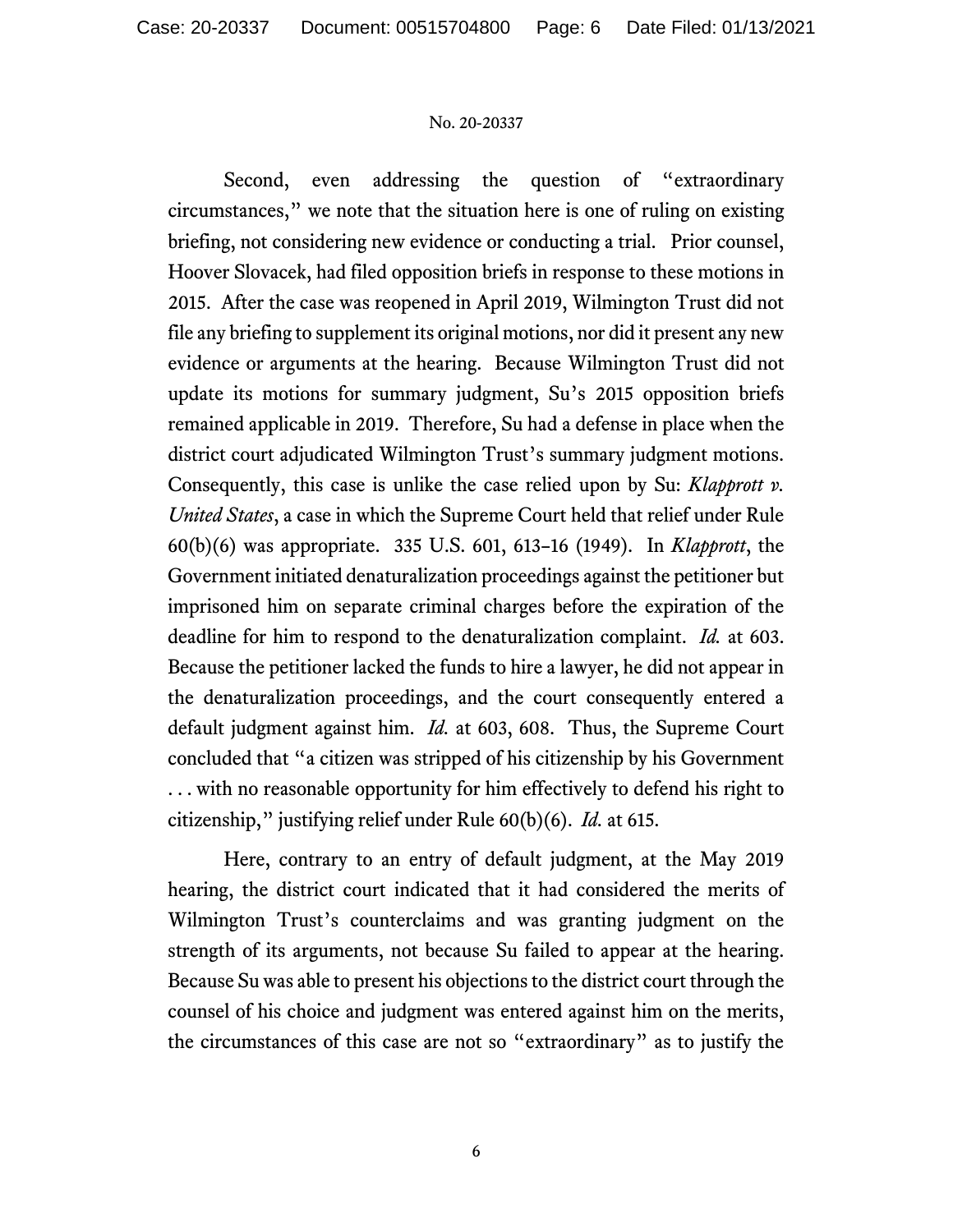Second, even addressing the question of "extraordinary circumstances," we note that the situation here is one of ruling on existing briefing, not considering new evidence or conducting a trial. Prior counsel, Hoover Slovacek, had filed opposition briefs in response to these motions in 2015. After the case was reopened in April 2019, Wilmington Trust did not file any briefing to supplement its original motions, nor did it present any new evidence or arguments at the hearing. Because Wilmington Trust did not update its motions for summary judgment, Su's 2015 opposition briefs remained applicable in 2019. Therefore, Su had a defense in place when the district court adjudicated Wilmington Trust's summary judgment motions. Consequently, this case is unlike the case relied upon by Su: *Klapprott v. United States*, a case in which the Supreme Court held that relief under Rule 60(b)(6) was appropriate. 335 U.S. 601, 613–16 (1949). In *Klapprott*, the Government initiated denaturalization proceedings against the petitioner but imprisoned him on separate criminal charges before the expiration of the deadline for him to respond to the denaturalization complaint. *Id.* at 603. Because the petitioner lacked the funds to hire a lawyer, he did not appear in the denaturalization proceedings, and the court consequently entered a default judgment against him. *Id.* at 603, 608. Thus, the Supreme Court concluded that "a citizen was stripped of his citizenship by his Government . . . with no reasonable opportunity for him effectively to defend his right to citizenship," justifying relief under Rule 60(b)(6). *Id.* at 615.

Here, contrary to an entry of default judgment, at the May 2019 hearing, the district court indicated that it had considered the merits of Wilmington Trust's counterclaims and was granting judgment on the strength of its arguments, not because Su failed to appear at the hearing. Because Su was able to present his objections to the district court through the counsel of his choice and judgment was entered against him on the merits, the circumstances of this case are not so "extraordinary" as to justify the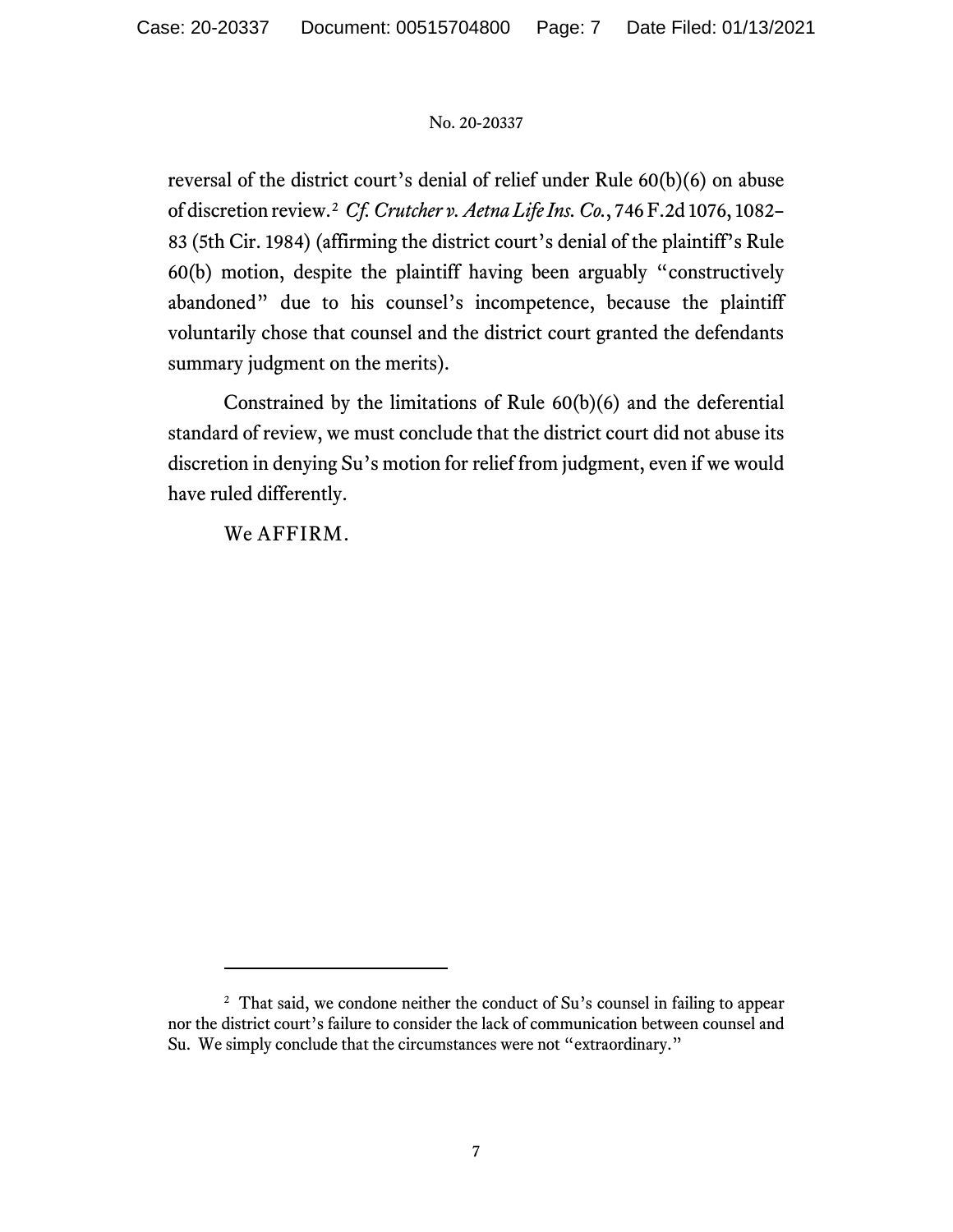reversal of the district court's denial of relief under Rule 60(b)(6) on abuse of discretion review.[2] *Cf. Crutcher v. Aetna Life Ins. Co.*, 746 F.2d 1076, 1082–83 (5th Cir. 1984) (affirming the district court's denial of the plaintiff's Rule 60(b) motion, despite the plaintiff having been arguably "constructively abandoned" due to his counsel's incompetence, because the plaintiff voluntarily chose that counsel and the district court granted the defendants summary judgment on the merits).

Constrained by the limitations of Rule 60(b)(6) and the deferential standard of review, we must conclude that the district court did not abuse its discretion in denying Su's motion for relief from judgment, even if we would have ruled differently.

We AFFIRM.

---

[2] That said, we condone neither the conduct of Su's counsel in failing to appear nor the district court's failure to consider the lack of communication between counsel and Su. We simply conclude that the circumstances were not "extraordinary."